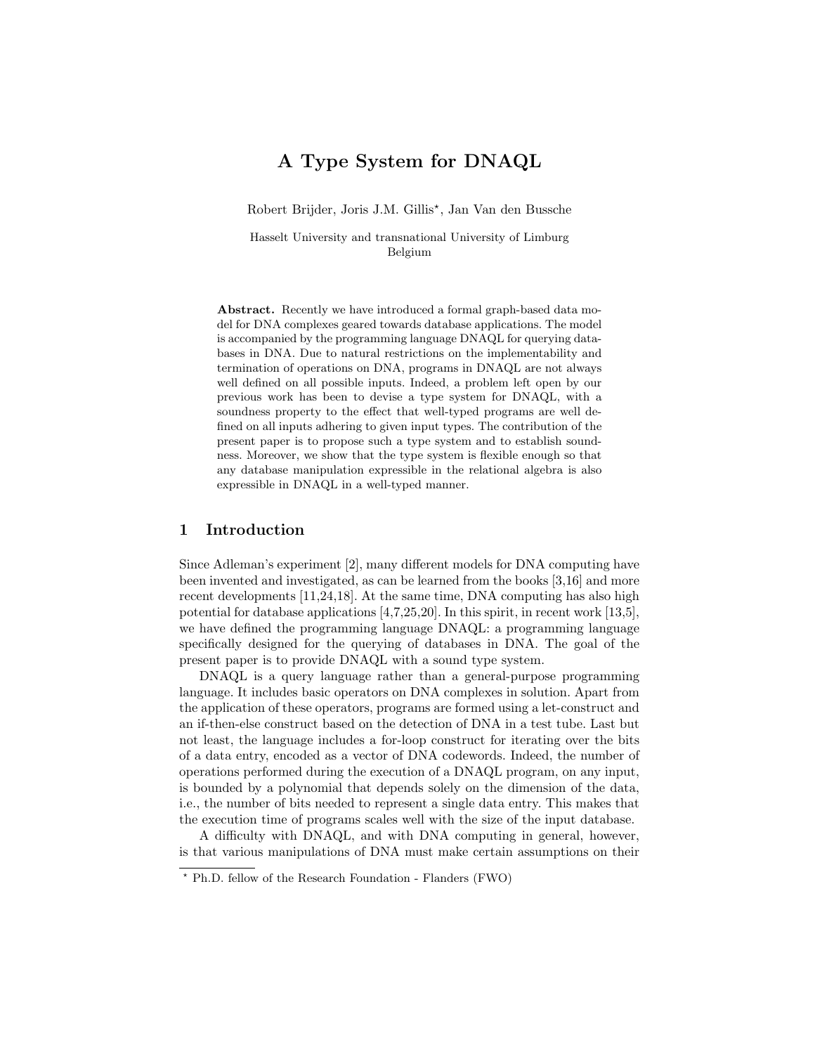# A Type System for DNAQL

Robert Brijder, Joris J.M. Gillis*, Jan Van den Bussche

Hasselt University and transnational University of Limburg
Belgium

**Abstract.** Recently we have introduced a formal graph-based data model for DNA complexes geared towards database applications. The model is accompanied by the programming language DNAQL for querying databases in DNA. Due to natural restrictions on the implementability and termination of operations on DNA, programs in DNAQL are not always well defined on all possible inputs. Indeed, a problem left open by our previous work has been to devise a type system for DNAQL, with a soundness property to the effect that well-typed programs are well defined on all inputs adhering to given input types. The contribution of the present paper is to propose such a type system and to establish soundness. Moreover, we show that the type system is flexible enough so that any database manipulation expressible in the relational algebra is also expressible in DNAQL in a well-typed manner.

## 1 Introduction

Since Adleman's experiment [2], many different models for DNA computing have been invented and investigated, as can be learned from the books [3,16] and more recent developments [11,24,18]. At the same time, DNA computing has also high potential for database applications [4,7,25,20]. In this spirit, in recent work [13,5], we have defined the programming language DNAQL: a programming language specifically designed for the querying of databases in DNA. The goal of the present paper is to provide DNAQL with a sound type system.

DNAQL is a query language rather than a general-purpose programming language. It includes basic operators on DNA complexes in solution. Apart from the application of these operators, programs are formed using a let-construct and an if-then-else construct based on the detection of DNA in a test tube. Last but not least, the language includes a for-loop construct for iterating over the bits of a data entry, encoded as a vector of DNA codewords. Indeed, the number of operations performed during the execution of a DNAQL program, on any input, is bounded by a polynomial that depends solely on the dimension of the data, i.e., the number of bits needed to represent a single data entry. This makes that the execution time of programs scales well with the size of the input database.

A difficulty with DNAQL, and with DNA computing in general, however, is that various manipulations of DNA must make certain assumptions on their

* Ph.D. fellow of the Research Foundation - Flanders (FWO)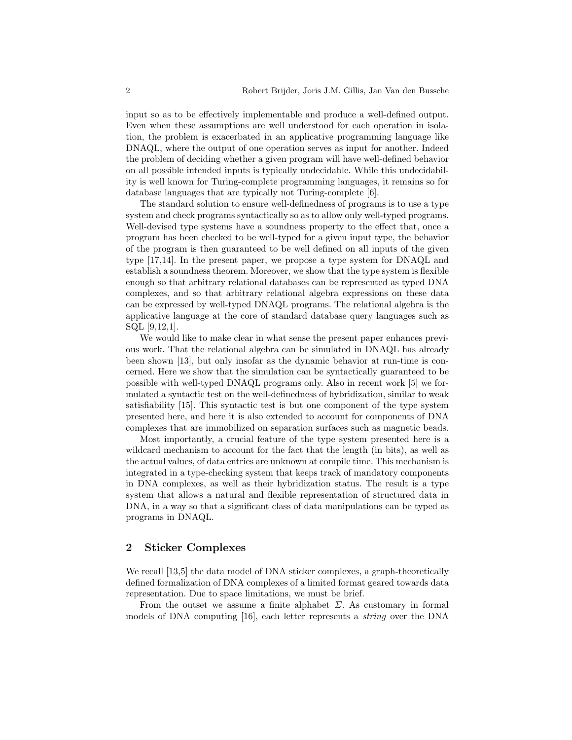input so as to be effectively implementable and produce a well-defined output. Even when these assumptions are well understood for each operation in isolation, the problem is exacerbated in an applicative programming language like DNAQL, where the output of one operation serves as input for another. Indeed the problem of deciding whether a given program will have well-defined behavior on all possible intended inputs is typically undecidable. While this undecidability is well known for Turing-complete programming languages, it remains so for database languages that are typically not Turing-complete [6].

The standard solution to ensure well-definedness of programs is to use a type system and check programs syntactically so as to allow only well-typed programs. Well-devised type systems have a soundness property to the effect that, once a program has been checked to be well-typed for a given input type, the behavior of the program is then guaranteed to be well defined on all inputs of the given type [17,14]. In the present paper, we propose a type system for DNAQL and establish a soundness theorem. Moreover, we show that the type system is flexible enough so that arbitrary relational databases can be represented as typed DNA complexes, and so that arbitrary relational algebra expressions on these data can be expressed by well-typed DNAQL programs. The relational algebra is the applicative language at the core of standard database query languages such as SQL [9,12,1].

We would like to make clear in what sense the present paper enhances previous work. That the relational algebra can be simulated in DNAQL has already been shown [13], but only insofar as the dynamic behavior at run-time is concerned. Here we show that the simulation can be syntactically guaranteed to be possible with well-typed DNAQL programs only. Also in recent work [5] we formulated a syntactic test on the well-definedness of hybridization, similar to weak satisfiability [15]. This syntactic test is but one component of the type system presented here, and here it is also extended to account for components of DNA complexes that are immobilized on separation surfaces such as magnetic beads.

Most importantly, a crucial feature of the type system presented here is a wildcard mechanism to account for the fact that the length (in bits), as well as the actual values, of data entries are unknown at compile time. This mechanism is integrated in a type-checking system that keeps track of mandatory components in DNA complexes, as well as their hybridization status. The result is a type system that allows a natural and flexible representation of structured data in DNA, in a way so that a significant class of data manipulations can be typed as programs in DNAQL.

## 2 Sticker Complexes

We recall [13,5] the data model of DNA sticker complexes, a graph-theoretically defined formalization of DNA complexes of a limited format geared towards data representation. Due to space limitations, we must be brief.

From the outset we assume a finite alphabet $\Sigma$. As customary in formal models of DNA computing [16], each letter represents a *string* over the DNA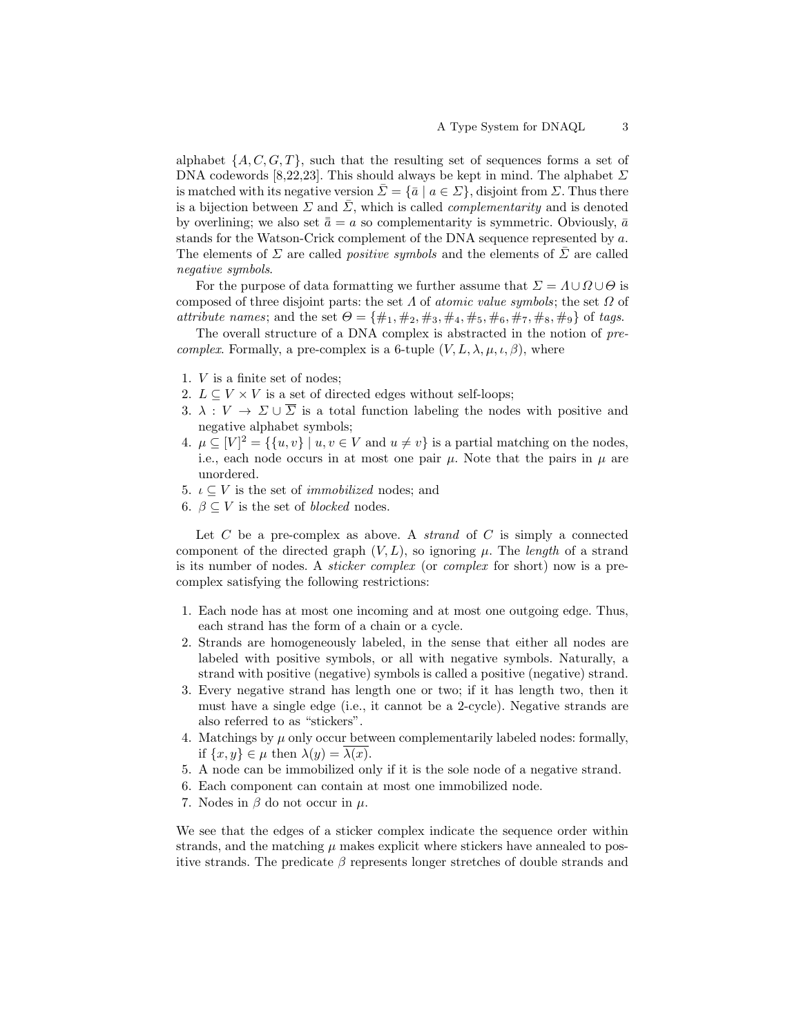alphabet $\{A, C, G, T\}$, such that the resulting set of sequences forms a set of DNA codewords [8,22,23]. This should always be kept in mind. The alphabet $\Sigma$ is matched with its negative version $\bar{\Sigma} = \{\bar{a} \mid a \in \Sigma\}$, disjoint from $\Sigma$. Thus there is a bijection between $\Sigma$ and $\bar{\Sigma}$, which is called *complementarity* and is denoted by overlining; we also set $\bar{\bar{a}} = a$ so complementarity is symmetric. Obviously, $\bar{a}$ stands for the Watson-Crick complement of the DNA sequence represented by $a$. The elements of $\Sigma$ are called *positive symbols* and the elements of $\bar{\Sigma}$ are called *negative symbols*.

For the purpose of data formatting we further assume that $\Sigma = \Lambda \cup \Omega \cup \Theta$ is composed of three disjoint parts: the set $\Lambda$ of *atomic value symbols*; the set $\Omega$ of *attribute names*; and the set $\Theta = \{\#_1, \#_2, \#_3, \#_4, \#_5, \#_6, \#_7, \#_8, \#_9\}$ of *tags*.

The overall structure of a DNA complex is abstracted in the notion of *pre-complex*. Formally, a pre-complex is a 6-tuple $(V, L, \lambda, \mu, \iota, \beta)$, where

1. $V$ is a finite set of nodes;
2. $L \subseteq V \times V$ is a set of directed edges without self-loops;
3. $\lambda : V \to \Sigma \cup \overline{\Sigma}$ is a total function labeling the nodes with positive and negative alphabet symbols;
4. $\mu \subseteq [V]^2 = \{\{u, v\} \mid u, v \in V \text{ and } u \neq v\}$ is a partial matching on the nodes, i.e., each node occurs in at most one pair $\mu$. Note that the pairs in $\mu$ are unordered.
5. $\iota \subseteq V$ is the set of *immobilized* nodes; and
6. $\beta \subseteq V$ is the set of *blocked* nodes.

Let $C$ be a pre-complex as above. A *strand* of $C$ is simply a connected component of the directed graph $(V, L)$, so ignoring $\mu$. The *length* of a strand is its number of nodes. A *sticker complex* (or *complex* for short) now is a pre-complex satisfying the following restrictions:

1. Each node has at most one incoming and at most one outgoing edge. Thus, each strand has the form of a chain or a cycle.
2. Strands are homogeneously labeled, in the sense that either all nodes are labeled with positive symbols, or all with negative symbols. Naturally, a strand with positive (negative) symbols is called a positive (negative) strand.
3. Every negative strand has length one or two; if it has length two, then it must have a single edge (i.e., it cannot be a 2-cycle). Negative strands are also referred to as "stickers".
4. Matchings by $\mu$ only occur between complementarily labeled nodes: formally, if $\{x, y\} \in \mu$ then $\lambda(y) = \overline{\lambda(x)}$.
5. A node can be immobilized only if it is the sole node of a negative strand.
6. Each component can contain at most one immobilized node.
7. Nodes in $\beta$ do not occur in $\mu$.

We see that the edges of a sticker complex indicate the sequence order within strands, and the matching $\mu$ makes explicit where stickers have annealed to positive strands. The predicate $\beta$ represents longer stretches of double strands and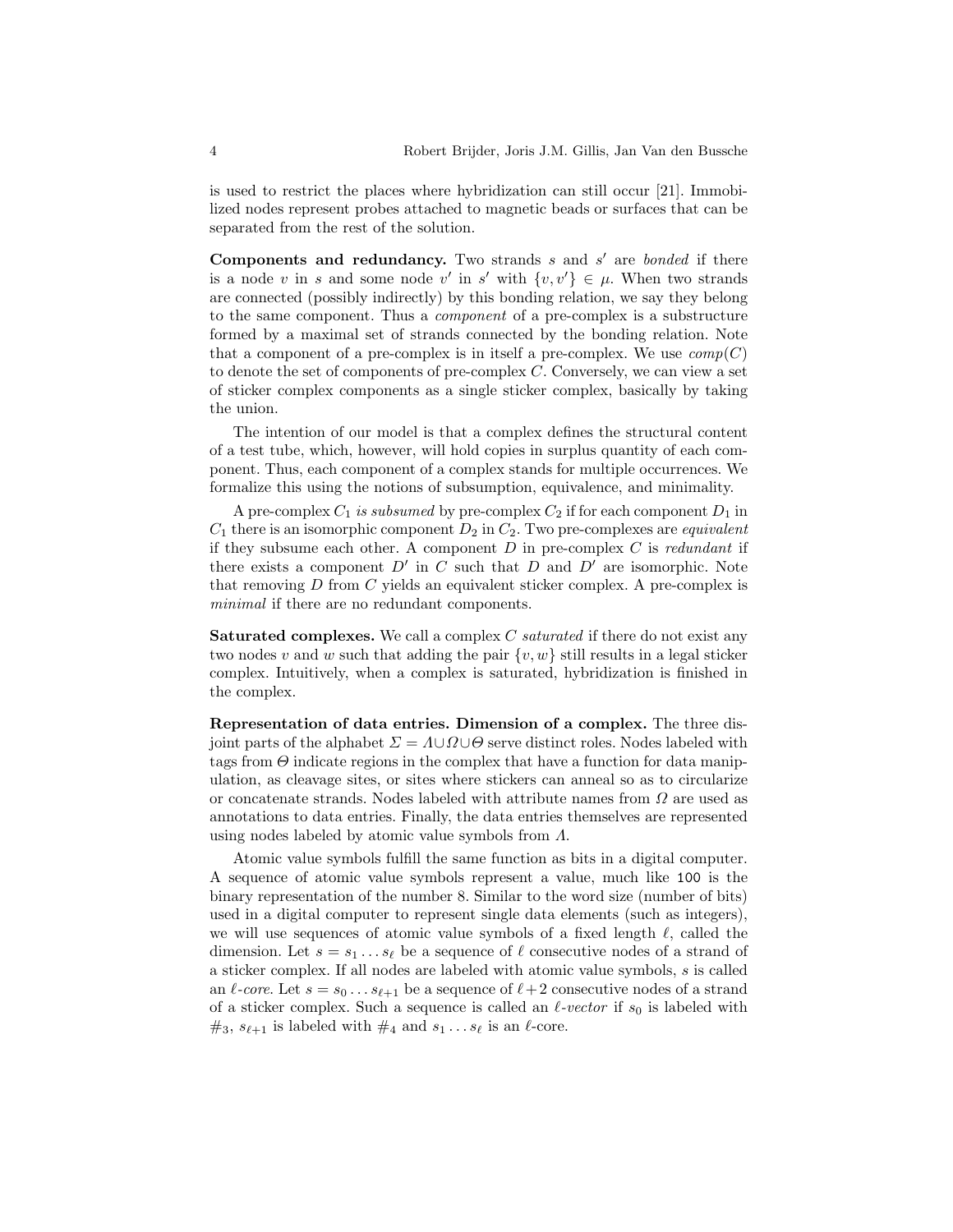is used to restrict the places where hybridization can still occur [21]. Immobilized nodes represent probes attached to magnetic beads or surfaces that can be separated from the rest of the solution.

**Components and redundancy.** Two strands $s$ and $s'$ are *bonded* if there is a node $v$ in $s$ and some node $v'$ in $s'$ with $\{v, v'\} \in \mu$. When two strands are connected (possibly indirectly) by this bonding relation, we say they belong to the same component. Thus a *component* of a pre-complex is a substructure formed by a maximal set of strands connected by the bonding relation. Note that a component of a pre-complex is in itself a pre-complex. We use $comp(C)$ to denote the set of components of pre-complex $C$. Conversely, we can view a set of sticker complex components as a single sticker complex, basically by taking the union.

The intention of our model is that a complex defines the structural content of a test tube, which, however, will hold copies in surplus quantity of each component. Thus, each component of a complex stands for multiple occurrences. We formalize this using the notions of subsumption, equivalence, and minimality.

A pre-complex $C_1$ *is subsumed* by pre-complex $C_2$ if for each component $D_1$ in $C_1$ there is an isomorphic component $D_2$ in $C_2$. Two pre-complexes are *equivalent* if they subsume each other. A component $D$ in pre-complex $C$ is *redundant* if there exists a component $D'$ in $C$ such that $D$ and $D'$ are isomorphic. Note that removing $D$ from $C$ yields an equivalent sticker complex. A pre-complex is *minimal* if there are no redundant components.

**Saturated complexes.** We call a complex $C$ *saturated* if there do not exist any two nodes $v$ and $w$ such that adding the pair $\{v, w\}$ still results in a legal sticker complex. Intuitively, when a complex is saturated, hybridization is finished in the complex.

**Representation of data entries. Dimension of a complex.** The three disjoint parts of the alphabet $\Sigma = \Lambda \cup \Omega \cup \Theta$ serve distinct roles. Nodes labeled with tags from $\Theta$ indicate regions in the complex that have a function for data manipulation, as cleavage sites, or sites where stickers can anneal so as to circularize or concatenate strands. Nodes labeled with attribute names from $\Omega$ are used as annotations to data entries. Finally, the data entries themselves are represented using nodes labeled by atomic value symbols from $\Lambda$.

Atomic value symbols fulfill the same function as bits in a digital computer. A sequence of atomic value symbols represent a value, much like `100` is the binary representation of the number 8. Similar to the word size (number of bits) used in a digital computer to represent single data elements (such as integers), we will use sequences of atomic value symbols of a fixed length $\ell$, called the dimension. Let $s = s_1 \dots s_\ell$ be a sequence of $\ell$ consecutive nodes of a strand of a sticker complex. If all nodes are labeled with atomic value symbols, $s$ is called an *$\ell$-core*. Let $s = s_0 \dots s_{\ell+1}$ be a sequence of $\ell + 2$ consecutive nodes of a strand of a sticker complex. Such a sequence is called an *$\ell$-vector* if $s_0$ is labeled with $\#_3$, $s_{\ell+1}$ is labeled with $\#_4$ and $s_1 \dots s_\ell$ is an $\ell$-core.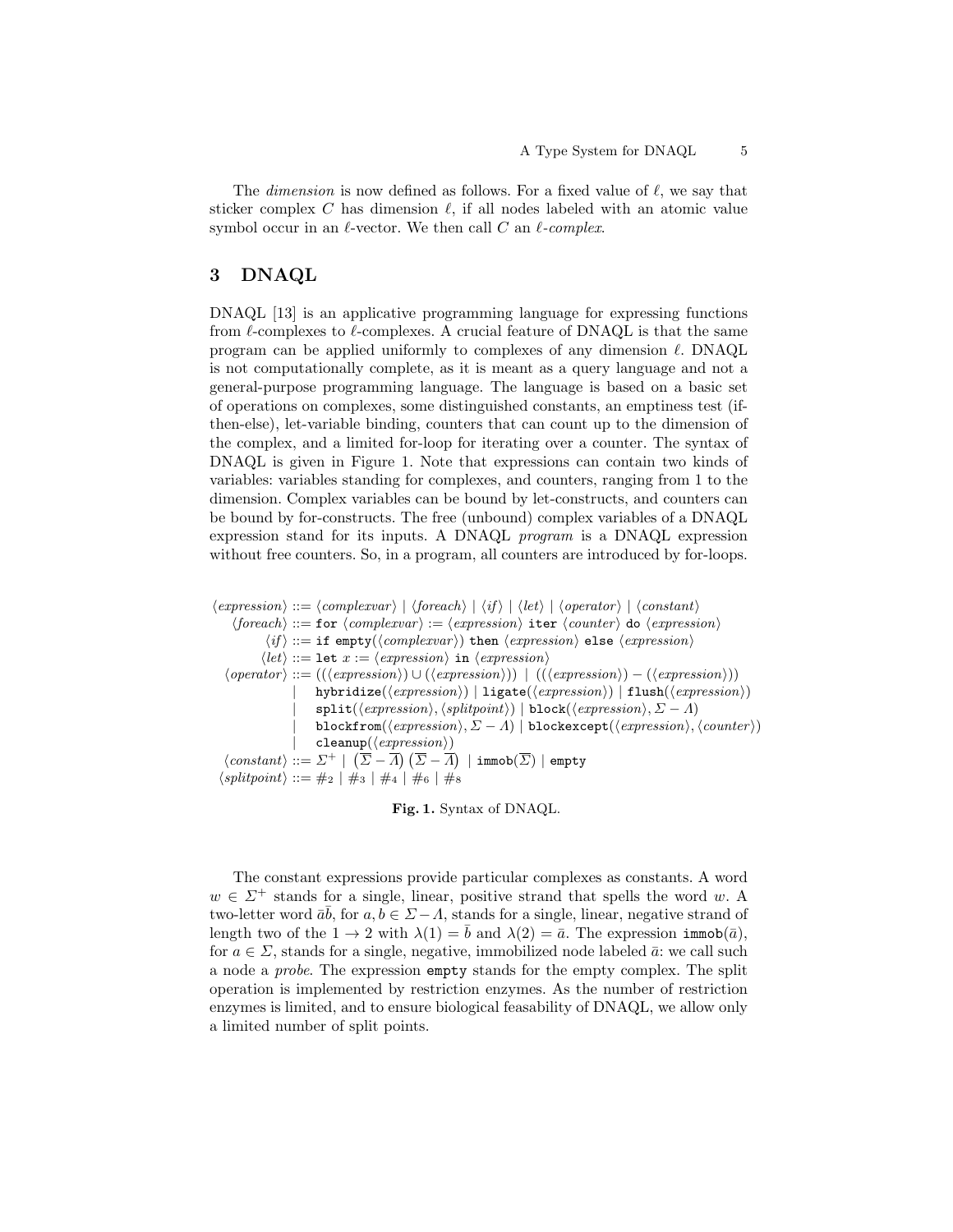The *dimension* is now defined as follows. For a fixed value of $\ell$, we say that sticker complex $C$ has dimension $\ell$, if all nodes labeled with an atomic value symbol occur in an $\ell$-vector. We then call $C$ an $\ell$-*complex*.

## 3 DNAQL

DNAQL [13] is an applicative programming language for expressing functions from $\ell$-complexes to $\ell$-complexes. A crucial feature of DNAQL is that the same program can be applied uniformly to complexes of any dimension $\ell$. DNAQL is not computationally complete, as it is meant as a query language and not a general-purpose programming language. The language is based on a basic set of operations on complexes, some distinguished constants, an emptiness test (if-then-else), let-variable binding, counters that can count up to the dimension of the complex, and a limited for-loop for iterating over a counter. The syntax of DNAQL is given in Figure 1. Note that expressions can contain two kinds of variables: variables standing for complexes, and counters, ranging from 1 to the dimension. Complex variables can be bound by let-constructs, and counters can be bound by for-constructs. The free (unbound) complex variables of a DNAQL expression stand for its inputs. A DNAQL *program* is a DNAQL expression without free counters. So, in a program, all counters are introduced by for-loops.

$$
\begin{array}{rcl}
\langle expression \rangle & ::= & \langle complexvar \rangle \mid \langle foreach \rangle \mid \langle if \rangle \mid \langle let \rangle \mid \langle operator \rangle \mid \langle constant \rangle \\
\langle foreach \rangle & ::= & \texttt{for } \langle complexvar \rangle := \langle expression \rangle \texttt{ iter } \langle counter \rangle \texttt{ do } \langle expression \rangle \\
\langle if \rangle & ::= & \texttt{if empty}(\langle complexvar \rangle) \texttt{ then } \langle expression \rangle \texttt{ else } \langle expression \rangle \\
\langle let \rangle & ::= & \texttt{let } x := \langle expression \rangle \texttt{ in } \langle expression \rangle \\
\langle operator \rangle & ::= & ((\langle expression \rangle) \cup (\langle expression \rangle)) \mid ((\langle expression \rangle) - (\langle expression \rangle)) \\
& \mid & \texttt{hybridize}(\langle expression \rangle) \mid \texttt{ligate}(\langle expression \rangle) \mid \texttt{flush}(\langle expression \rangle) \\
& \mid & \texttt{split}(\langle expression \rangle, \langle splitpoint \rangle) \mid \texttt{block}(\langle expression \rangle, \Sigma - \Lambda) \\
& \mid & \texttt{blockfrom}(\langle expression \rangle, \Sigma - \Lambda) \mid \texttt{blockexcept}(\langle expression \rangle, \langle counter \rangle) \\
& \mid & \texttt{cleanup}(\langle expression \rangle) \\
\langle constant \rangle & ::= & \Sigma^{+} \mid \left(\overline{\Sigma - \Lambda}\right)\left(\overline{\Sigma - \Lambda}\right) \mid \texttt{immob}(\overline{\Sigma}) \mid \texttt{empty} \\
\langle splitpoint \rangle & ::= & \#_2 \mid \#_3 \mid \#_4 \mid \#_6 \mid \#_8
\end{array}
$$

**Fig. 1.** Syntax of DNAQL.

The constant expressions provide particular complexes as constants. A word $w \in \Sigma^+$ stands for a single, linear, positive strand that spells the word $w$. A two-letter word $\bar{a}\bar{b}$, for $a, b \in \Sigma - \Lambda$, stands for a single, linear, negative strand of length two of the $1 \to 2$ with $\lambda(1) = \bar{b}$ and $\lambda(2) = \bar{a}$. The expression $\texttt{immob}(\bar{a})$, for $a \in \Sigma$, stands for a single, negative, immobilized node labeled $\bar{a}$: we call such a node a *probe*. The expression `empty` stands for the empty complex. The split operation is implemented by restriction enzymes. As the number of restriction enzymes is limited, and to ensure biological feasability of DNAQL, we allow only a limited number of split points.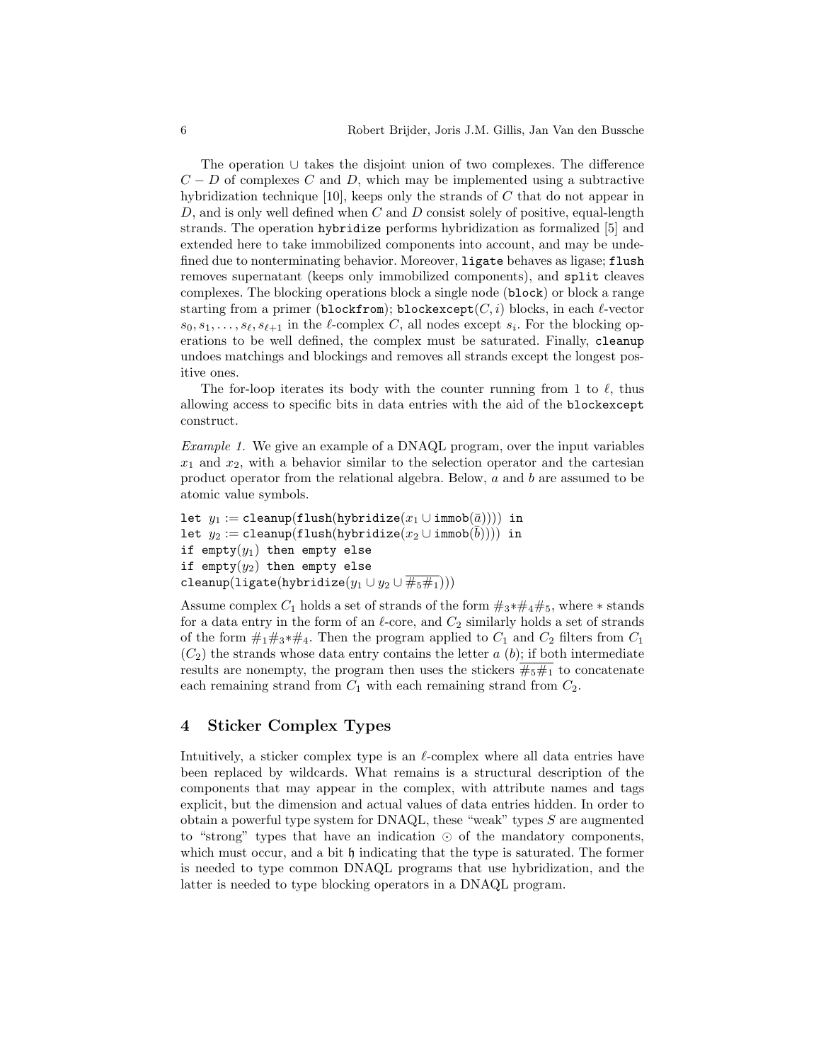The operation $\cup$ takes the disjoint union of two complexes. The difference $C - D$ of complexes $C$ and $D$, which may be implemented using a subtractive hybridization technique [10], keeps only the strands of $C$ that do not appear in $D$, and is only well defined when $C$ and $D$ consist solely of positive, equal-length strands. The operation `hybridize` performs hybridization as formalized [5] and extended here to take immobilized components into account, and may be undefined due to nonterminating behavior. Moreover, `ligate` behaves as ligase; `flush` removes supernatant (keeps only immobilized components), and `split` cleaves complexes. The blocking operations block a single node (`block`) or block a range starting from a primer (`blockfrom`); `blockexcept`$(C, i)$ blocks, in each $\ell$-vector $s_0, s_1, \ldots, s_\ell, s_{\ell+1}$ in the $\ell$-complex $C$, all nodes except $s_i$. For the blocking operations to be well defined, the complex must be saturated. Finally, `cleanup` undoes matchings and blockings and removes all strands except the longest positive ones.

The for-loop iterates its body with the counter running from 1 to $\ell$, thus allowing access to specific bits in data entries with the aid of the `blockexcept` construct.

*Example 1.* We give an example of a DNAQL program, over the input variables $x_1$ and $x_2$, with a behavior similar to the selection operator and the cartesian product operator from the relational algebra. Below, $a$ and $b$ are assumed to be atomic value symbols.

let $y_1 :=$ cleanup(flush(hybridize($x_1 \cup$ immob($\bar{a}$)))) in
let $y_2 :=$ cleanup(flush(hybridize($x_2 \cup$ immob($\bar{b}$)))) in
if empty($y_1$) then empty else
if empty($y_2$) then empty else
cleanup(ligate(hybridize($y_1 \cup y_2 \cup \overline{\#_5\#_1}$)))

Assume complex $C_1$ holds a set of strands of the form $\#_3{*}\#_4\#_5$, where $*$ stands for a data entry in the form of an $\ell$-core, and $C_2$ similarly holds a set of strands of the form $\#_1\#_3{*}\#_4$. Then the program applied to $C_1$ and $C_2$ filters from $C_1$ ($C_2$) the strands whose data entry contains the letter $a$ ($b$); if both intermediate results are nonempty, the program then uses the stickers $\overline{\#_5\#_1}$ to concatenate each remaining strand from $C_1$ with each remaining strand from $C_2$.

## 4 Sticker Complex Types

Intuitively, a sticker complex type is an $\ell$-complex where all data entries have been replaced by wildcards. What remains is a structural description of the components that may appear in the complex, with attribute names and tags explicit, but the dimension and actual values of data entries hidden. In order to obtain a powerful type system for DNAQL, these "weak" types $S$ are augmented to "strong" types that have an indication $\odot$ of the mandatory components, which must occur, and a bit $\mathfrak{h}$ indicating that the type is saturated. The former is needed to type common DNAQL programs that use hybridization, and the latter is needed to type blocking operators in a DNAQL program.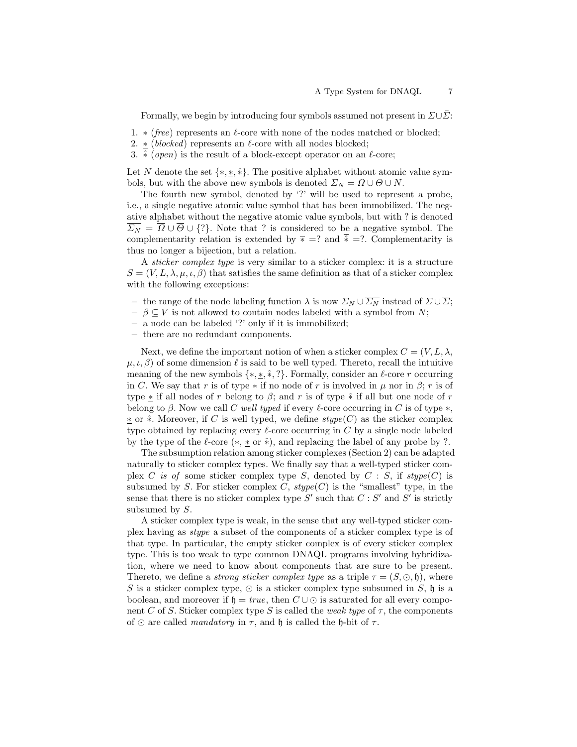Formally, we begin by introducing four symbols assumed not present in $\Sigma \cup \bar{\Sigma}$:

1. $*$ (*free*) represents an $\ell$-core with none of the nodes matched or blocked;
2. $\underline{*}$ (*blocked*) represents an $\ell$-core with all nodes blocked;
3. $\hat{*}$ (*open*) is the result of a block-except operator on an $\ell$-core;

Let $N$ denote the set $\{*, \underline{*}, \hat{*}\}$. The positive alphabet without atomic value symbols, but with the above new symbols is denoted $\Sigma_N = \Omega \cup \Theta \cup N$.

The fourth new symbol, denoted by '?' will be used to represent a probe, i.e., a single negative atomic value symbol that has been immobilized. The negative alphabet without the negative atomic value symbols, but with ? is denoted $\overline{\Sigma_N} = \overline{\Omega} \cup \overline{\Theta} \cup \{?\}$. Note that ? is considered to be a negative symbol. The complementarity relation is extended by $\overline{*} = ?$ and $\overline{\hat{*}} = ?$. Complementarity is thus no longer a bijection, but a relation.

A *sticker complex type* is very similar to a sticker complex: it is a structure $S = (V, L, \lambda, \mu, \iota, \beta)$ that satisfies the same definition as that of a sticker complex with the following exceptions:

- the range of the node labeling function $\lambda$ is now $\Sigma_N \cup \overline{\Sigma_N}$ instead of $\Sigma \cup \overline{\Sigma}$;
- $\beta \subseteq V$ is not allowed to contain nodes labeled with a symbol from $N$;
- a node can be labeled '?' only if it is immobilized;
- there are no redundant components.

Next, we define the important notion of when a sticker complex $C = (V, L, \lambda, \mu, \iota, \beta)$ of some dimension $\ell$ is said to be well typed. Thereto, recall the intuitive meaning of the new symbols $\{*, \underline{*}, \hat{*}, ?\}$. Formally, consider an $\ell$-core $r$ occurring in $C$. We say that $r$ is of type $*$ if no node of $r$ is involved in $\mu$ nor in $\beta$; $r$ is of type $\underline{*}$ if all nodes of $r$ belong to $\beta$; and $r$ is of type $\hat{*}$ if all but one node of $r$ belong to $\beta$. Now we call $C$ *well typed* if every $\ell$-core occurring in $C$ is of type $*$, $\underline{*}$ or $\hat{*}$. Moreover, if $C$ is well typed, we define *stype*$(C)$ as the sticker complex type obtained by replacing every $\ell$-core occurring in $C$ by a single node labeled by the type of the $\ell$-core ($*$, $\underline{*}$ or $\hat{*}$), and replacing the label of any probe by ?.

The subsumption relation among sticker complexes (Section 2) can be adapted naturally to sticker complex types. We finally say that a well-typed sticker complex $C$ *is of* some sticker complex type $S$, denoted by $C : S$, if *stype*$(C)$ is subsumed by $S$. For sticker complex $C$, *stype*$(C)$ is the "smallest" type, in the sense that there is no sticker complex type $S'$ such that $C : S'$ and $S'$ is strictly subsumed by $S$.

A sticker complex type is weak, in the sense that any well-typed sticker complex having as *stype* a subset of the components of a sticker complex type is of that type. In particular, the empty sticker complex is of every sticker complex type. This is too weak to type common DNAQL programs involving hybridization, where we need to know about components that are sure to be present. Thereto, we define a *strong sticker complex type* as a triple $\tau = (S, \odot, \mathfrak{h})$, where $S$ is a sticker complex type, $\odot$ is a sticker complex type subsumed in $S$, $\mathfrak{h}$ is a boolean, and moreover if $\mathfrak{h} = true$, then $C \cup \odot$ is saturated for all every component $C$ of $S$. Sticker complex type $S$ is called the *weak type* of $\tau$, the components of $\odot$ are called *mandatory* in $\tau$, and $\mathfrak{h}$ is called the $\mathfrak{h}$-bit of $\tau$.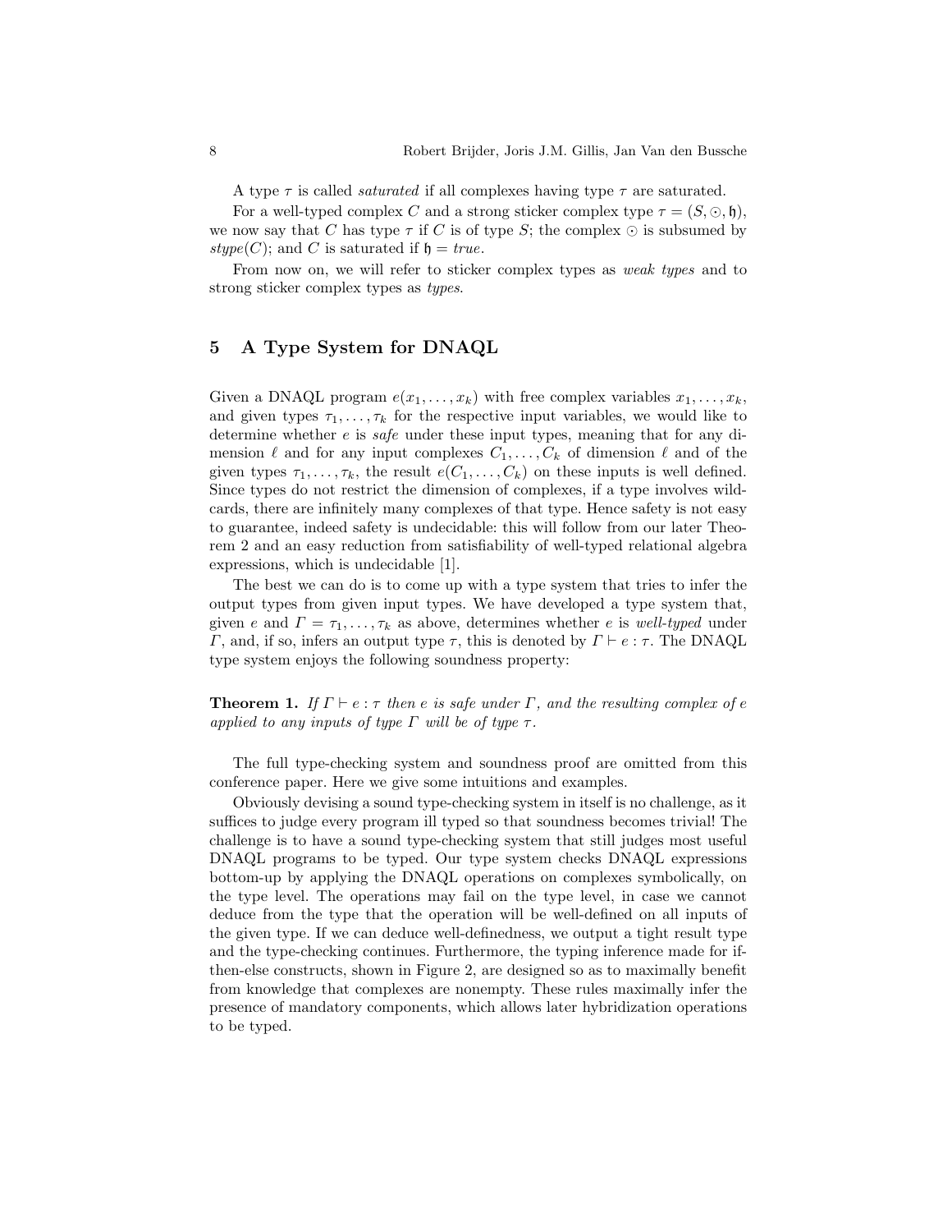A type $\tau$ is called *saturated* if all complexes having type $\tau$ are saturated.

For a well-typed complex $C$ and a strong sticker complex type $\tau = (S, \odot, \mathfrak{h})$, we now say that $C$ has type $\tau$ if $C$ is of type $S$; the complex $\odot$ is subsumed by $stype(C)$; and $C$ is saturated if $\mathfrak{h} = true$.

From now on, we will refer to sticker complex types as *weak types* and to strong sticker complex types as *types*.

## 5 A Type System for DNAQL

Given a DNAQL program $e(x_1, \dots, x_k)$ with free complex variables $x_1, \dots, x_k$, and given types $\tau_1, \dots, \tau_k$ for the respective input variables, we would like to determine whether $e$ is *safe* under these input types, meaning that for any dimension $\ell$ and for any input complexes $C_1, \dots, C_k$ of dimension $\ell$ and of the given types $\tau_1, \dots, \tau_k$, the result $e(C_1, \dots, C_k)$ on these inputs is well defined. Since types do not restrict the dimension of complexes, if a type involves wildcards, there are infinitely many complexes of that type. Hence safety is not easy to guarantee, indeed safety is undecidable: this will follow from our later Theorem 2 and an easy reduction from satisfiability of well-typed relational algebra expressions, which is undecidable [1].

The best we can do is to come up with a type system that tries to infer the output types from given input types. We have developed a type system that, given $e$ and $\Gamma = \tau_1, \dots, \tau_k$ as above, determines whether $e$ is *well-typed* under $\Gamma$, and, if so, infers an output type $\tau$, this is denoted by $\Gamma \vdash e : \tau$. The DNAQL type system enjoys the following soundness property:

**Theorem 1.** *If $\Gamma \vdash e : \tau$ then $e$ is safe under $\Gamma$, and the resulting complex of $e$ applied to any inputs of type $\Gamma$ will be of type $\tau$.*

The full type-checking system and soundness proof are omitted from this conference paper. Here we give some intuitions and examples.

Obviously devising a sound type-checking system in itself is no challenge, as it suffices to judge every program ill typed so that soundness becomes trivial! The challenge is to have a sound type-checking system that still judges most useful DNAQL programs to be typed. Our type system checks DNAQL expressions bottom-up by applying the DNAQL operations on complexes symbolically, on the type level. The operations may fail on the type level, in case we cannot deduce from the type that the operation will be well-defined on all inputs of the given type. If we can deduce well-definedness, we output a tight result type and the type-checking continues. Furthermore, the typing inference made for if-then-else constructs, shown in Figure 2, are designed so as to maximally benefit from knowledge that complexes are nonempty. These rules maximally infer the presence of mandatory components, which allows later hybridization operations to be typed.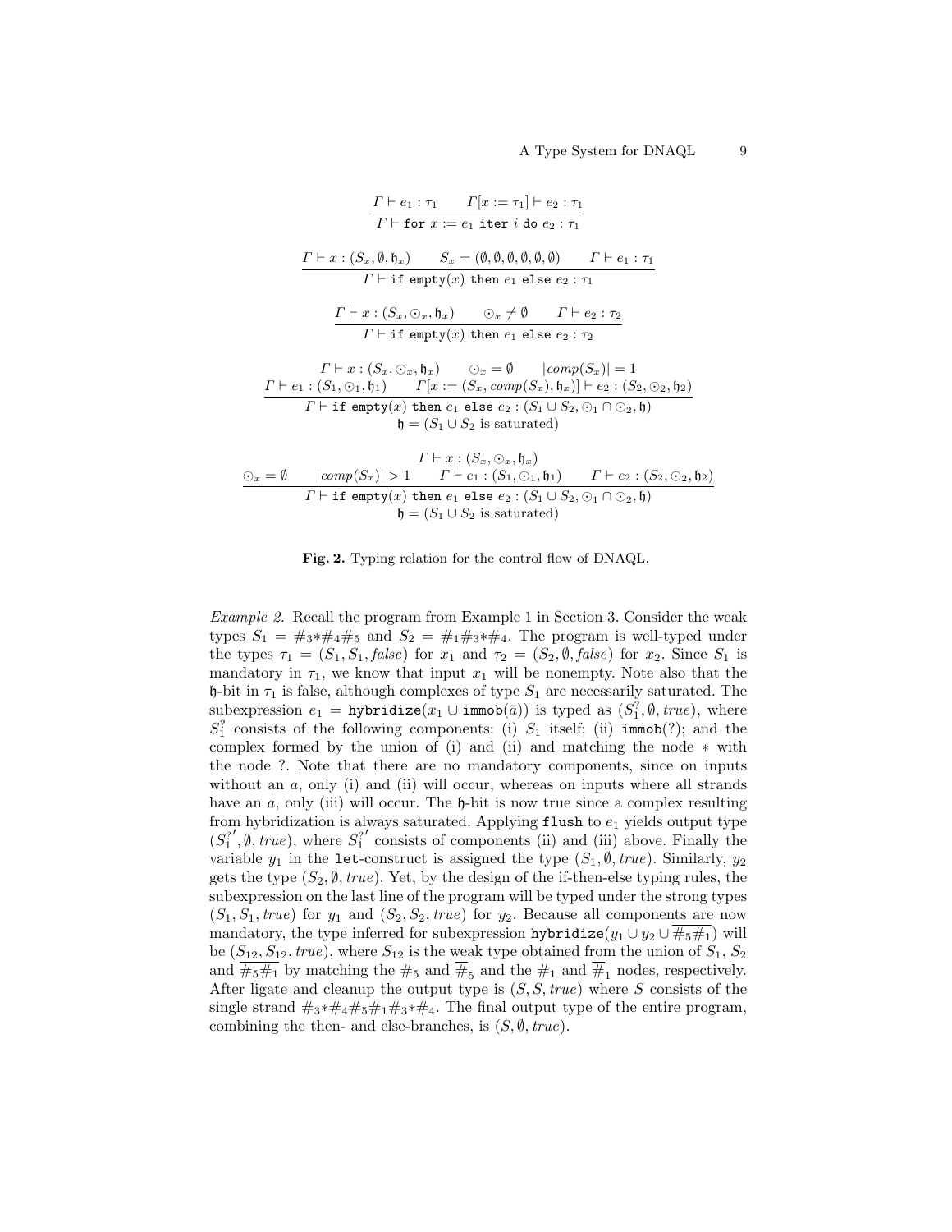$$\frac{\Gamma \vdash e_1 : \tau_1 \qquad \Gamma[x := \tau_1] \vdash e_2 : \tau_1}{\Gamma \vdash \texttt{for } x := e_1 \texttt{ iter } i \texttt{ do } e_2 : \tau_1}$$

$$\frac{\Gamma \vdash x : (S_x, \emptyset, \mathfrak{h}_x) \qquad S_x = (\emptyset, \emptyset, \emptyset, \emptyset, \emptyset, \emptyset) \qquad \Gamma \vdash e_1 : \tau_1}{\Gamma \vdash \texttt{if empty}(x) \texttt{ then } e_1 \texttt{ else } e_2 : \tau_1}$$

$$\frac{\Gamma \vdash x : (S_x, \odot_x, \mathfrak{h}_x) \qquad \odot_x \neq \emptyset \qquad \Gamma \vdash e_2 : \tau_2}{\Gamma \vdash \texttt{if empty}(x) \texttt{ then } e_1 \texttt{ else } e_2 : \tau_2}$$

$$\frac{\begin{array}{c}\Gamma \vdash x : (S_x, \odot_x, \mathfrak{h}_x) \qquad \odot_x = \emptyset \qquad |comp(S_x)| = 1 \\ \Gamma \vdash e_1 : (S_1, \odot_1, \mathfrak{h}_1) \qquad \Gamma[x := (S_x, comp(S_x), \mathfrak{h}_x)] \vdash e_2 : (S_2, \odot_2, \mathfrak{h}_2)\end{array}}{\begin{array}{c}\Gamma \vdash \texttt{if empty}(x) \texttt{ then } e_1 \texttt{ else } e_2 : (S_1 \cup S_2, \odot_1 \cap \odot_2, \mathfrak{h}) \\ \mathfrak{h} = (S_1 \cup S_2 \text{ is saturated})\end{array}}$$

$$\frac{\begin{array}{c}\Gamma \vdash x : (S_x, \odot_x, \mathfrak{h}_x) \\ \odot_x = \emptyset \qquad |comp(S_x)| > 1 \qquad \Gamma \vdash e_1 : (S_1, \odot_1, \mathfrak{h}_1) \qquad \Gamma \vdash e_2 : (S_2, \odot_2, \mathfrak{h}_2)\end{array}}{\begin{array}{c}\Gamma \vdash \texttt{if empty}(x) \texttt{ then } e_1 \texttt{ else } e_2 : (S_1 \cup S_2, \odot_1 \cap \odot_2, \mathfrak{h}) \\ \mathfrak{h} = (S_1 \cup S_2 \text{ is saturated})\end{array}}$$

**Fig. 2.** Typing relation for the control flow of DNAQL.

*Example 2.* Recall the program from Example 1 in Section 3. Consider the weak types $S_1 = \#_3{*}\#_4\#_5$ and $S_2 = \#_1\#_3{*}\#_4$. The program is well-typed under the types $\tau_1 = (S_1, S_1, \mathit{false})$ for $x_1$ and $\tau_2 = (S_2, \emptyset, \mathit{false})$ for $x_2$. Since $S_1$ is mandatory in $\tau_1$, we know that input $x_1$ will be nonempty. Note also that the $\mathfrak{h}$-bit in $\tau_1$ is false, although complexes of type $S_1$ are necessarily saturated. The subexpression $e_1 = \texttt{hybridize}(x_1 \cup \texttt{immob}(\bar{a}))$ is typed as $(S_1^?, \emptyset, \mathit{true})$, where $S_1^?$ consists of the following components: (i) $S_1$ itself; (ii) $\texttt{immob}(?)$; and the complex formed by the union of (i) and (ii) and matching the node $*$ with the node ?. Note that there are no mandatory components, since on inputs without an $a$, only (i) and (ii) will occur, whereas on inputs where all strands have an $a$, only (iii) will occur. The $\mathfrak{h}$-bit is now true since a complex resulting from hybridization is always saturated. Applying `flush` to $e_1$ yields output type $({S_1^?}', \emptyset, \mathit{true})$, where ${S_1^?}'$ consists of components (ii) and (iii) above. Finally the variable $y_1$ in the `let`-construct is assigned the type $(S_1, \emptyset, \mathit{true})$. Similarly, $y_2$ gets the type $(S_2, \emptyset, \mathit{true})$. Yet, by the design of the if-then-else typing rules, the subexpression on the last line of the program will be typed under the strong types $(S_1, S_1, \mathit{true})$ for $y_1$ and $(S_2, S_2, \mathit{true})$ for $y_2$. Because all components are now mandatory, the type inferred for subexpression $\texttt{hybridize}(y_1 \cup y_2 \cup \overline{\#_5\#_1})$ will be $(S_{12}, S_{12}, \mathit{true})$, where $S_{12}$ is the weak type obtained from the union of $S_1$, $S_2$ and $\overline{\#_5\#_1}$ by matching the $\#_5$ and $\overline{\#}_5$ and the $\#_1$ and $\overline{\#}_1$ nodes, respectively. After ligate and cleanup the output type is $(S, S, \mathit{true})$ where $S$ consists of the single strand $\#_3{*}\#_4\#_5\#_1\#_3{*}\#_4$. The final output type of the entire program, combining the then- and else-branches, is $(S, \emptyset, \mathit{true})$.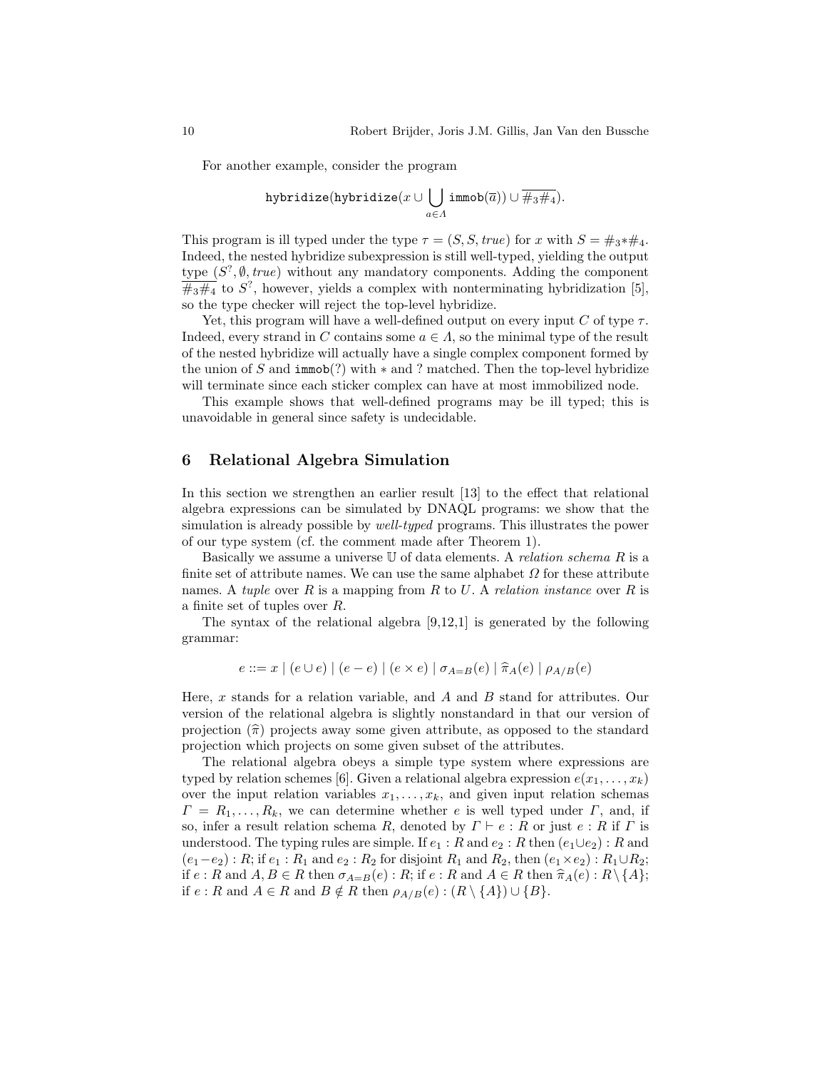For another example, consider the program

$$\texttt{hybridize}(\texttt{hybridize}(x \cup \bigcup_{a \in \Lambda} \texttt{immob}(\overline{a})) \cup \overline{\#_3\#_4}).$$

This program is ill typed under the type $\tau = (S, S, \mathit{true})$ for $x$ with $S = \#_3{*}\#_4$. Indeed, the nested hybridize subexpression is still well-typed, yielding the output type $(S^?, \emptyset, \mathit{true})$ without any mandatory components. Adding the component $\overline{\#_3\#_4}$ to $S^?$, however, yields a complex with nonterminating hybridization [5], so the type checker will reject the top-level hybridize.

Yet, this program will have a well-defined output on every input $C$ of type $\tau$. Indeed, every strand in $C$ contains some $a \in \Lambda$, so the minimal type of the result of the nested hybridize will actually have a single complex component formed by the union of $S$ and $\texttt{immob}(?)$ with $*$ and $?$ matched. Then the top-level hybridize will terminate since each sticker complex can have at most immobilized node.

This example shows that well-defined programs may be ill typed; this is unavoidable in general since safety is undecidable.

## 6 Relational Algebra Simulation

In this section we strengthen an earlier result [13] to the effect that relational algebra expressions can be simulated by DNAQL programs: we show that the simulation is already possible by *well-typed* programs. This illustrates the power of our type system (cf. the comment made after Theorem 1).

Basically we assume a universe $\mathbb{U}$ of data elements. A *relation schema* $R$ is a finite set of attribute names. We can use the same alphabet $\Omega$ for these attribute names. A *tuple* over $R$ is a mapping from $R$ to $U$. A *relation instance* over $R$ is a finite set of tuples over $R$.

The syntax of the relational algebra [9,12,1] is generated by the following grammar:

$$e ::= x \mid (e \cup e) \mid (e - e) \mid (e \times e) \mid \sigma_{A=B}(e) \mid \widehat{\pi}_A(e) \mid \rho_{A/B}(e)$$

Here, $x$ stands for a relation variable, and $A$ and $B$ stand for attributes. Our version of the relational algebra is slightly nonstandard in that our version of projection ($\widehat{\pi}$) projects away some given attribute, as opposed to the standard projection which projects on some given subset of the attributes.

The relational algebra obeys a simple type system where expressions are typed by relation schemes [6]. Given a relational algebra expression $e(x_1, \ldots, x_k)$ over the input relation variables $x_1, \ldots, x_k$, and given input relation schemas $\Gamma = R_1, \ldots, R_k$, we can determine whether $e$ is well typed under $\Gamma$, and, if so, infer a result relation schema $R$, denoted by $\Gamma \vdash e : R$ or just $e : R$ if $\Gamma$ is understood. The typing rules are simple. If $e_1 : R$ and $e_2 : R$ then $(e_1 \cup e_2) : R$ and $(e_1 - e_2) : R$; if $e_1 : R_1$ and $e_2 : R_2$ for disjoint $R_1$ and $R_2$, then $(e_1 \times e_2) : R_1 \cup R_2$; if $e : R$ and $A, B \in R$ then $\sigma_{A=B}(e) : R$; if $e : R$ and $A \in R$ then $\widehat{\pi}_A(e) : R \setminus \{A\}$; if $e : R$ and $A \in R$ and $B \notin R$ then $\rho_{A/B}(e) : (R \setminus \{A\}) \cup \{B\}$.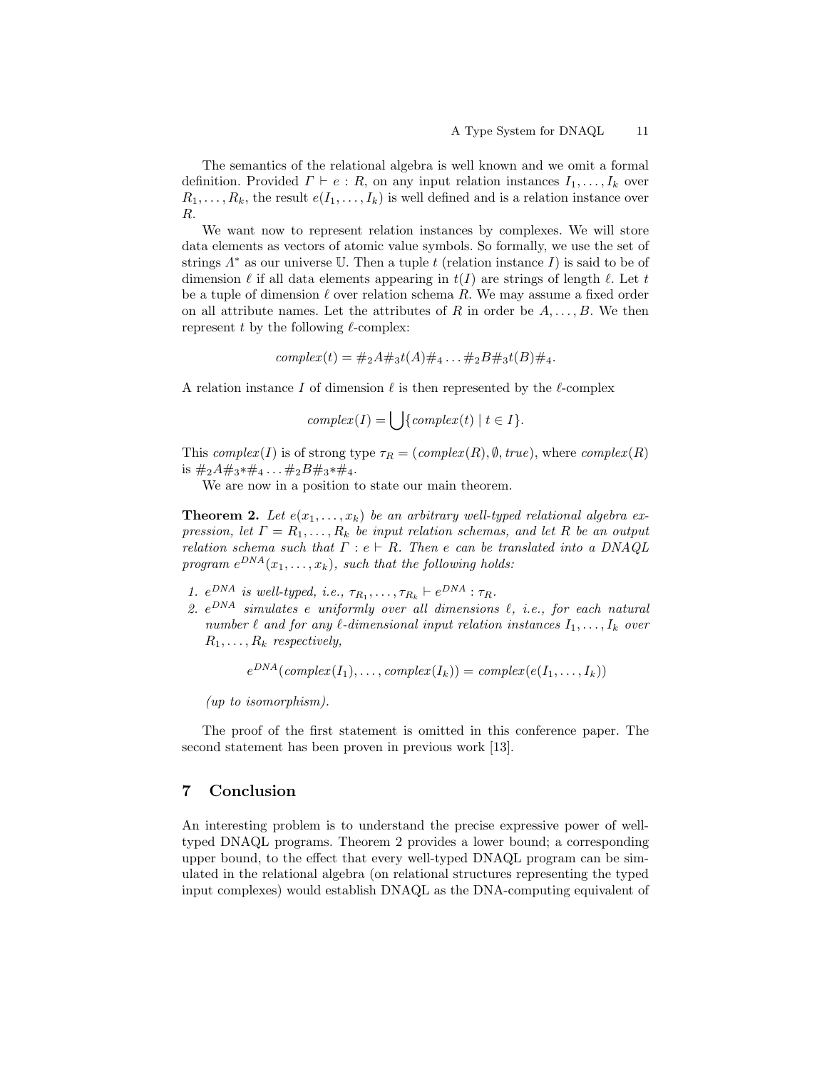The semantics of the relational algebra is well known and we omit a formal definition. Provided $\Gamma \vdash e : R$, on any input relation instances $I_1, \dots, I_k$ over $R_1, \dots, R_k$, the result $e(I_1, \dots, I_k)$ is well defined and is a relation instance over $R$.

We want now to represent relation instances by complexes. We will store data elements as vectors of atomic value symbols. So formally, we use the set of strings $\Lambda^*$ as our universe $\mathbb{U}$. Then a tuple $t$ (relation instance $I$) is said to be of dimension $\ell$ if all data elements appearing in $t(I)$ are strings of length $\ell$. Let $t$ be a tuple of dimension $\ell$ over relation schema $R$. We may assume a fixed order on all attribute names. Let the attributes of $R$ in order be $A, \dots, B$. We then represent $t$ by the following $\ell$-complex:

$$complex(t) = \#_2 A \#_3 t(A) \#_4 \dots \#_2 B \#_3 t(B) \#_4.$$

A relation instance $I$ of dimension $\ell$ is then represented by the $\ell$-complex

$$complex(I) = \bigcup \{complex(t) \mid t \in I\}.$$

This $complex(I)$ is of strong type $\tau_R = (complex(R), \emptyset, true)$, where $complex(R)$ is $\#_2 A \#_3 * \#_4 \dots \#_2 B \#_3 * \#_4$.

We are now in a position to state our main theorem.

**Theorem 2.** *Let $e(x_1, \dots, x_k)$ be an arbitrary well-typed relational algebra expression, let $\Gamma = R_1, \dots, R_k$ be input relation schemas, and let $R$ be an output relation schema such that $\Gamma : e \vdash R$. Then $e$ can be translated into a DNAQL program $e^{DNA}(x_1, \dots, x_k)$, such that the following holds:*

1. *$e^{DNA}$ is well-typed, i.e., $\tau_{R_1}, \dots, \tau_{R_k} \vdash e^{DNA} : \tau_R$.*
2. *$e^{DNA}$ simulates $e$ uniformly over all dimensions $\ell$, i.e., for each natural number $\ell$ and for any $\ell$-dimensional input relation instances $I_1, \dots, I_k$ over $R_1, \dots, R_k$ respectively,*

$$e^{DNA}(complex(I_1), \dots, complex(I_k)) = complex(e(I_1, \dots, I_k))$$

*(up to isomorphism).*

The proof of the first statement is omitted in this conference paper. The second statement has been proven in previous work [13].

## 7 Conclusion

An interesting problem is to understand the precise expressive power of well-typed DNAQL programs. Theorem 2 provides a lower bound; a corresponding upper bound, to the effect that every well-typed DNAQL program can be simulated in the relational algebra (on relational structures representing the typed input complexes) would establish DNAQL as the DNA-computing equivalent of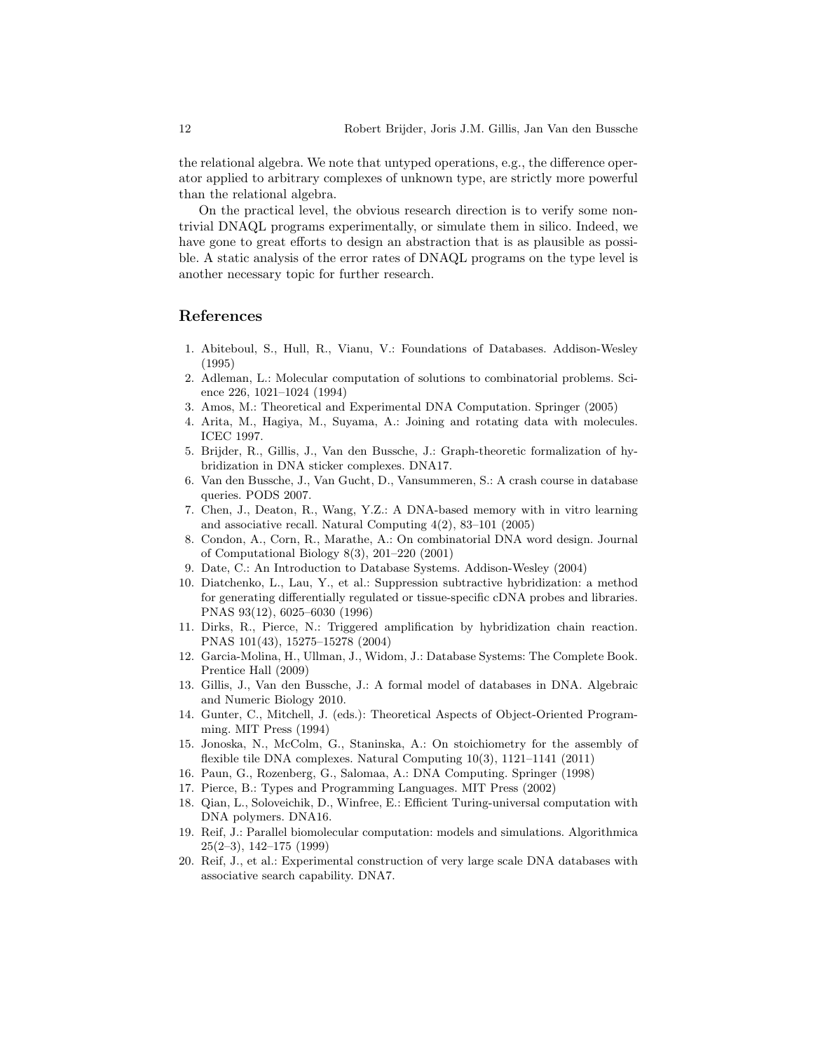the relational algebra. We note that untyped operations, e.g., the difference operator applied to arbitrary complexes of unknown type, are strictly more powerful than the relational algebra.

On the practical level, the obvious research direction is to verify some nontrivial DNAQL programs experimentally, or simulate them in silico. Indeed, we have gone to great efforts to design an abstraction that is as plausible as possible. A static analysis of the error rates of DNAQL programs on the type level is another necessary topic for further research.

## References

1. Abiteboul, S., Hull, R., Vianu, V.: Foundations of Databases. Addison-Wesley (1995)
2. Adleman, L.: Molecular computation of solutions to combinatorial problems. Science 226, 1021–1024 (1994)
3. Amos, M.: Theoretical and Experimental DNA Computation. Springer (2005)
4. Arita, M., Hagiya, M., Suyama, A.: Joining and rotating data with molecules. ICEC 1997.
5. Brijder, R., Gillis, J., Van den Bussche, J.: Graph-theoretic formalization of hybridization in DNA sticker complexes. DNA17.
6. Van den Bussche, J., Van Gucht, D., Vansummeren, S.: A crash course in database queries. PODS 2007.
7. Chen, J., Deaton, R., Wang, Y.Z.: A DNA-based memory with in vitro learning and associative recall. Natural Computing 4(2), 83–101 (2005)
8. Condon, A., Corn, R., Marathe, A.: On combinatorial DNA word design. Journal of Computational Biology 8(3), 201–220 (2001)
9. Date, C.: An Introduction to Database Systems. Addison-Wesley (2004)
10. Diatchenko, L., Lau, Y., et al.: Suppression subtractive hybridization: a method for generating differentially regulated or tissue-specific cDNA probes and libraries. PNAS 93(12), 6025–6030 (1996)
11. Dirks, R., Pierce, N.: Triggered amplification by hybridization chain reaction. PNAS 101(43), 15275–15278 (2004)
12. Garcia-Molina, H., Ullman, J., Widom, J.: Database Systems: The Complete Book. Prentice Hall (2009)
13. Gillis, J., Van den Bussche, J.: A formal model of databases in DNA. Algebraic and Numeric Biology 2010.
14. Gunter, C., Mitchell, J. (eds.): Theoretical Aspects of Object-Oriented Programming. MIT Press (1994)
15. Jonoska, N., McColm, G., Staninska, A.: On stoichiometry for the assembly of flexible tile DNA complexes. Natural Computing 10(3), 1121–1141 (2011)
16. Paun, G., Rozenberg, G., Salomaa, A.: DNA Computing. Springer (1998)
17. Pierce, B.: Types and Programming Languages. MIT Press (2002)
18. Qian, L., Soloveichik, D., Winfree, E.: Efficient Turing-universal computation with DNA polymers. DNA16.
19. Reif, J.: Parallel biomolecular computation: models and simulations. Algorithmica 25(2–3), 142–175 (1999)
20. Reif, J., et al.: Experimental construction of very large scale DNA databases with associative search capability. DNA7.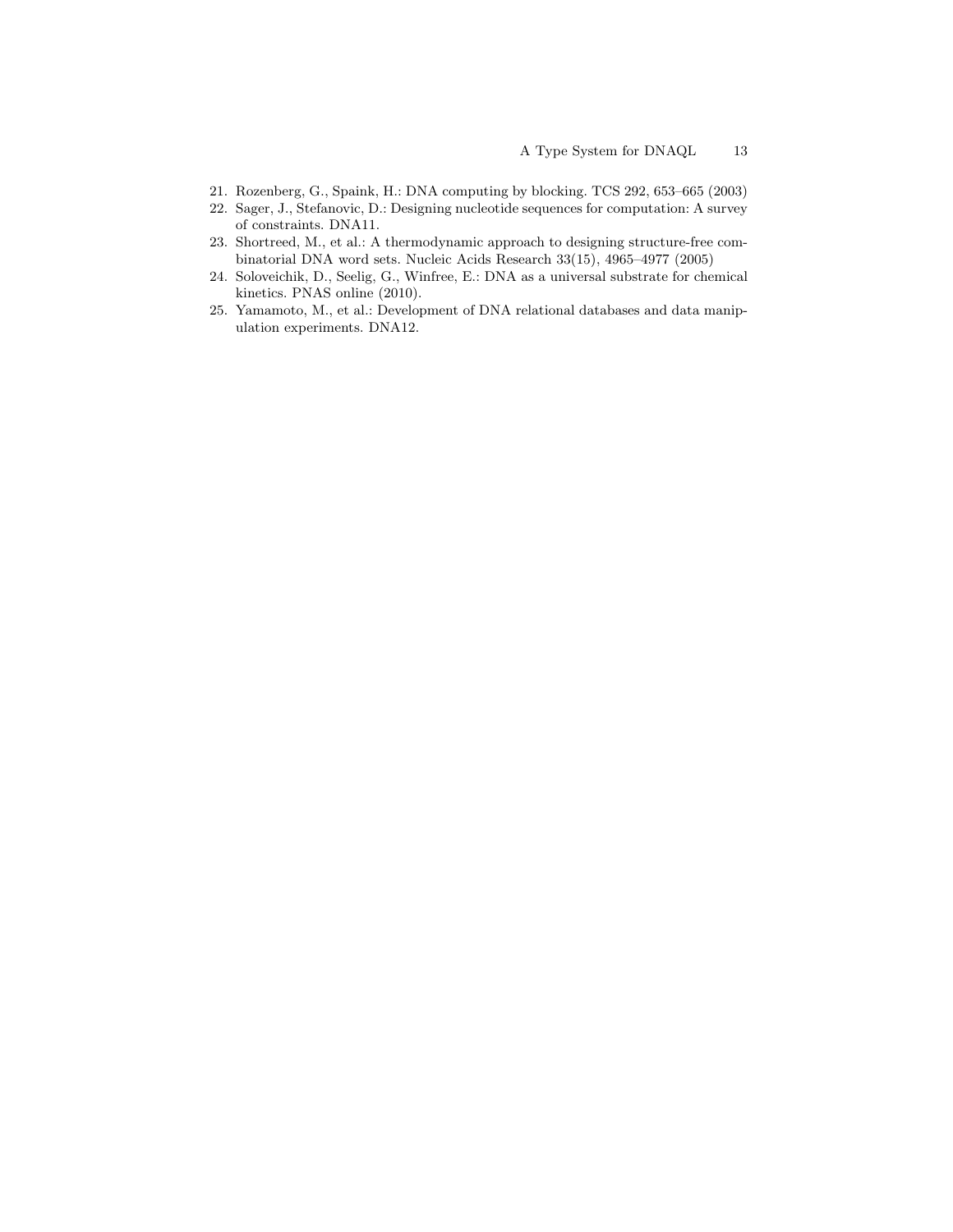21. Rozenberg, G., Spaink, H.: DNA computing by blocking. TCS 292, 653–665 (2003)
22. Sager, J., Stefanovic, D.: Designing nucleotide sequences for computation: A survey of constraints. DNA11.
23. Shortreed, M., et al.: A thermodynamic approach to designing structure-free combinatorial DNA word sets. Nucleic Acids Research 33(15), 4965–4977 (2005)
24. Soloveichik, D., Seelig, G., Winfree, E.: DNA as a universal substrate for chemical kinetics. PNAS online (2010).
25. Yamamoto, M., et al.: Development of DNA relational databases and data manipulation experiments. DNA12.